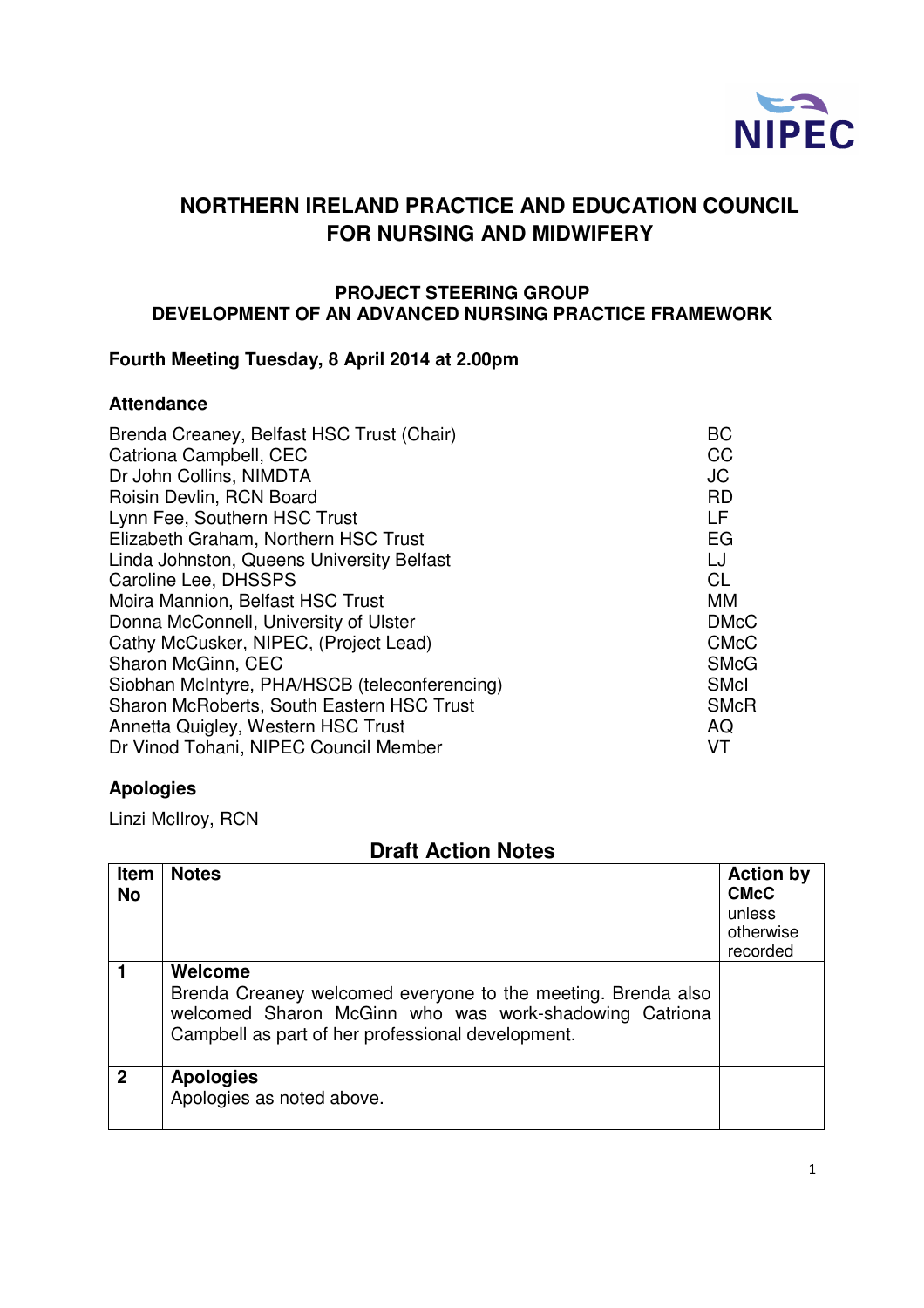NIPEC

# NORTHERN IRELAND PRACTICE AND EDUCATION COUNCIL FOR NURSING AND MIDWIFERY

## PROJECT STEERING GROUP
## DEVELOPMENT OF AN ADVANCED NURSING PRACTICE FRAMEWORK

**Fourth Meeting Tuesday, 8 April 2014 at 2.00pm**

**Attendance**

| | |
|---|---|
| Brenda Creaney, Belfast HSC Trust (Chair) | BC |
| Catriona Campbell, CEC | CC |
| Dr John Collins, NIMDTA | JC |
| Roisin Devlin, RCN Board | RD |
| Lynn Fee, Southern HSC Trust | LF |
| Elizabeth Graham, Northern HSC Trust | EG |
| Linda Johnston, Queens University Belfast | LJ |
| Caroline Lee, DHSSPS | CL |
| Moira Mannion, Belfast HSC Trust | MM |
| Donna McConnell, University of Ulster | DMcC |
| Cathy McCusker, NIPEC, (Project Lead) | CMcC |
| Sharon McGinn, CEC | SMcG |
| Siobhan McIntyre, PHA/HSCB (teleconferencing) | SMcI |
| Sharon McRoberts, South Eastern HSC Trust | SMcR |
| Annetta Quigley, Western HSC Trust | AQ |
| Dr Vinod Tohani, NIPEC Council Member | VT |

**Apologies**

Linzi McIlroy, RCN

## Draft Action Notes

| Item No | Notes | Action by **CMcC** unless otherwise recorded |
|---|---|---|
| **1** | **Welcome**<br>Brenda Creaney welcomed everyone to the meeting. Brenda also welcomed Sharon McGinn who was work-shadowing Catriona Campbell as part of her professional development. | |
| **2** | **Apologies**<br>Apologies as noted above. | |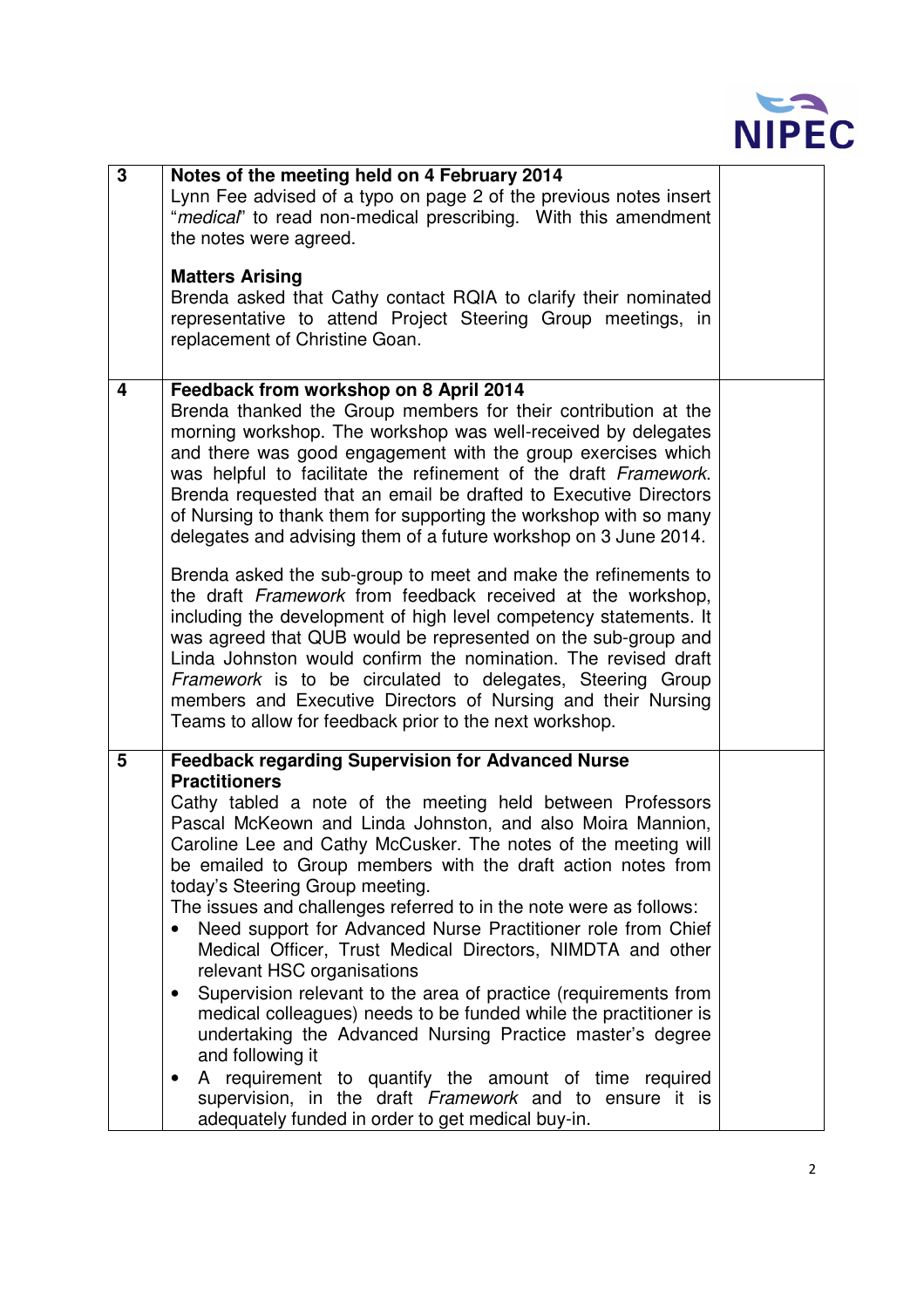| | | |
|---|---|---|
| 3 | **Notes of the meeting held on 4 February 2014**<br>Lynn Fee advised of a typo on page 2 of the previous notes insert "*medical*" to read non-medical prescribing. With this amendment the notes were agreed.<br><br>**Matters Arising**<br>Brenda asked that Cathy contact RQIA to clarify their nominated representative to attend Project Steering Group meetings, in replacement of Christine Goan. | |
| 4 | **Feedback from workshop on 8 April 2014**<br>Brenda thanked the Group members for their contribution at the morning workshop. The workshop was well-received by delegates and there was good engagement with the group exercises which was helpful to facilitate the refinement of the draft *Framework*. Brenda requested that an email be drafted to Executive Directors of Nursing to thank them for supporting the workshop with so many delegates and advising them of a future workshop on 3 June 2014.<br><br>Brenda asked the sub-group to meet and make the refinements to the draft *Framework* from feedback received at the workshop, including the development of high level competency statements. It was agreed that QUB would be represented on the sub-group and Linda Johnston would confirm the nomination. The revised draft *Framework* is to be circulated to delegates, Steering Group members and Executive Directors of Nursing and their Nursing Teams to allow for feedback prior to the next workshop. | |
| 5 | **Feedback regarding Supervision for Advanced Nurse Practitioners**<br>Cathy tabled a note of the meeting held between Professors Pascal McKeown and Linda Johnston, and also Moira Mannion, Caroline Lee and Cathy McCusker. The notes of the meeting will be emailed to Group members with the draft action notes from today's Steering Group meeting.<br>The issues and challenges referred to in the note were as follows:<br>• Need support for Advanced Nurse Practitioner role from Chief Medical Officer, Trust Medical Directors, NIMDTA and other relevant HSC organisations<br>• Supervision relevant to the area of practice (requirements from medical colleagues) needs to be funded while the practitioner is undertaking the Advanced Nursing Practice master's degree and following it<br>• A requirement to quantify the amount of time required supervision, in the draft *Framework* and to ensure it is adequately funded in order to get medical buy-in. | |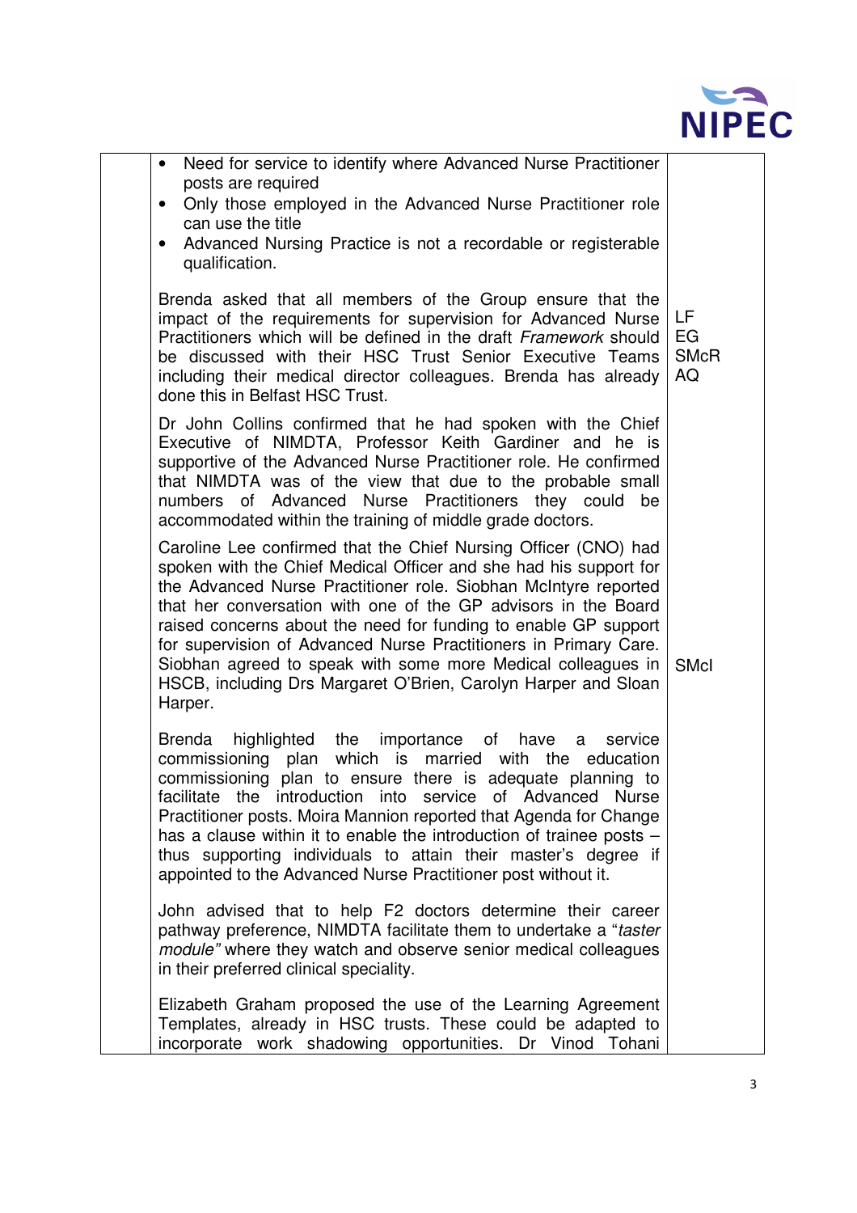| | | |
|---|---|---|
| | • Need for service to identify where Advanced Nurse Practitioner posts are required<br>• Only those employed in the Advanced Nurse Practitioner role can use the title<br>• Advanced Nursing Practice is not a recordable or registerable qualification.<br><br>Brenda asked that all members of the Group ensure that the impact of the requirements for supervision for Advanced Nurse Practitioners which will be defined in the draft *Framework* should be discussed with their HSC Trust Senior Executive Teams including their medical director colleagues. Brenda has already done this in Belfast HSC Trust. | LF<br>EG<br>SMcR<br>AQ |
| | Dr John Collins confirmed that he had spoken with the Chief Executive of NIMDTA, Professor Keith Gardiner and he is supportive of the Advanced Nurse Practitioner role. He confirmed that NIMDTA was of the view that due to the probable small numbers of Advanced Nurse Practitioners they could be accommodated within the training of middle grade doctors. | |
| | Caroline Lee confirmed that the Chief Nursing Officer (CNO) had spoken with the Chief Medical Officer and she had his support for the Advanced Nurse Practitioner role. Siobhan McIntyre reported that her conversation with one of the GP advisors in the Board raised concerns about the need for funding to enable GP support for supervision of Advanced Nurse Practitioners in Primary Care. Siobhan agreed to speak with some more Medical colleagues in HSCB, including Drs Margaret O'Brien, Carolyn Harper and Sloan Harper. | SMcI |
| | Brenda highlighted the importance of have a service commissioning plan which is married with the education commissioning plan to ensure there is adequate planning to facilitate the introduction into service of Advanced Nurse Practitioner posts. Moira Mannion reported that Agenda for Change has a clause within it to enable the introduction of trainee posts – thus supporting individuals to attain their master's degree if appointed to the Advanced Nurse Practitioner post without it. | |
| | John advised that to help F2 doctors determine their career pathway preference, NIMDTA facilitate them to undertake a "*taster module"* where they watch and observe senior medical colleagues in their preferred clinical speciality. | |
| | Elizabeth Graham proposed the use of the Learning Agreement Templates, already in HSC trusts. These could be adapted to incorporate work shadowing opportunities. Dr Vinod Tohani | |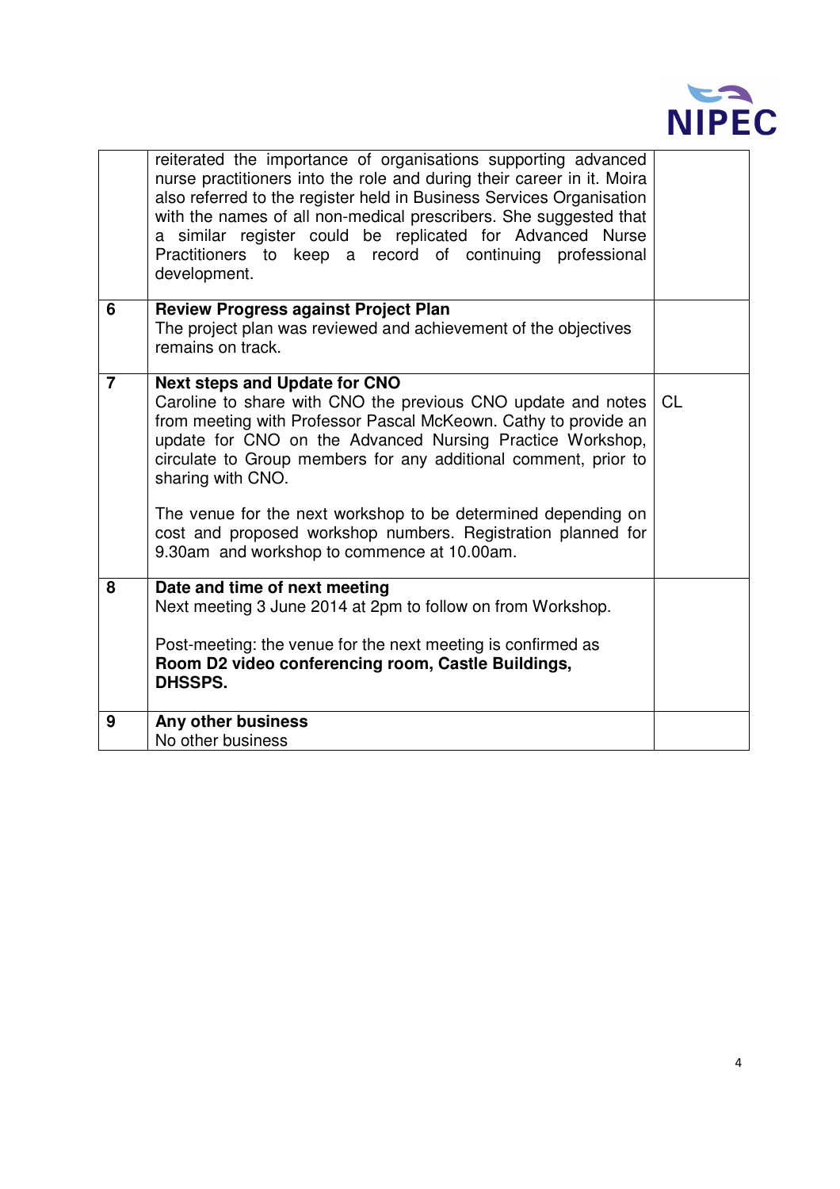| | | |
|---|---|---|
| | reiterated the importance of organisations supporting advanced nurse practitioners into the role and during their career in it. Moira also referred to the register held in Business Services Organisation with the names of all non-medical prescribers. She suggested that a similar register could be replicated for Advanced Nurse Practitioners to keep a record of continuing professional development. | |
| 6 | **Review Progress against Project Plan**<br>The project plan was reviewed and achievement of the objectives remains on track. | |
| 7 | **Next steps and Update for CNO**<br>Caroline to share with CNO the previous CNO update and notes from meeting with Professor Pascal McKeown. Cathy to provide an update for CNO on the Advanced Nursing Practice Workshop, circulate to Group members for any additional comment, prior to sharing with CNO.<br><br>The venue for the next workshop to be determined depending on cost and proposed workshop numbers. Registration planned for 9.30am and workshop to commence at 10.00am. | CL |
| 8 | **Date and time of next meeting**<br>Next meeting 3 June 2014 at 2pm to follow on from Workshop.<br><br>Post-meeting: the venue for the next meeting is confirmed as **Room D2 video conferencing room, Castle Buildings, DHSSPS.** | |
| 9 | **Any other business**<br>No other business | |